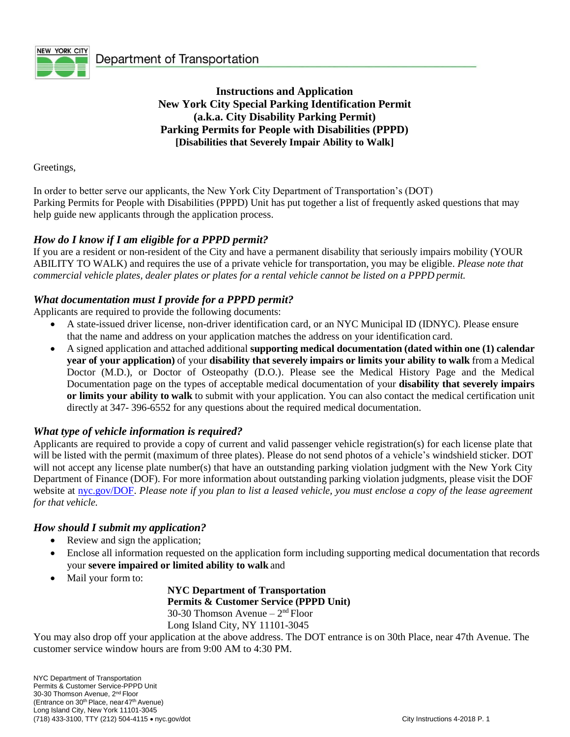Department of Transportation

# Instructions and Application
# New York City Special Parking Identification Permit
# (a.k.a. City Disability Parking Permit)
# Parking Permits for People with Disabilities (PPPD)
## [Disabilities that Severely Impair Ability to Walk]

Greetings,

In order to better serve our applicants, the New York City Department of Transportation's (DOT) Parking Permits for People with Disabilities (PPPD) Unit has put together a list of frequently asked questions that may help guide new applicants through the application process.

### *How do I know if I am eligible for a PPPD permit?*

If you are a resident or non-resident of the City and have a permanent disability that seriously impairs mobility (YOUR ABILITY TO WALK) and requires the use of a private vehicle for transportation, you may be eligible. *Please note that commercial vehicle plates, dealer plates or plates for a rental vehicle cannot be listed on a PPPD permit.*

### *What documentation must I provide for a PPPD permit?*

Applicants are required to provide the following documents:

- A state-issued driver license, non-driver identification card, or an NYC Municipal ID (IDNYC). Please ensure that the name and address on your application matches the address on your identification card.
- A signed application and attached additional **supporting medical documentation (dated within one (1) calendar year of your application)** of your **disability that severely impairs or limits your ability to walk** from a Medical Doctor (M.D.), or Doctor of Osteopathy (D.O.). Please see the Medical History Page and the Medical Documentation page on the types of acceptable medical documentation of your **disability that severely impairs or limits your ability to walk** to submit with your application. You can also contact the medical certification unit directly at 347- 396-6552 for any questions about the required medical documentation.

### *What type of vehicle information is required?*

Applicants are required to provide a copy of current and valid passenger vehicle registration(s) for each license plate that will be listed with the permit (maximum of three plates). Please do not send photos of a vehicle's windshield sticker. DOT will not accept any license plate number(s) that have an outstanding parking violation judgment with the New York City Department of Finance (DOF). For more information about outstanding parking violation judgments, please visit the DOF website at nyc.gov/DOF. *Please note if you plan to list a leased vehicle, you must enclose a copy of the lease agreement for that vehicle.*

### *How should I submit my application?*

- Review and sign the application;
- Enclose all information requested on the application form including supporting medical documentation that records your **severe impaired or limited ability to walk** and
- Mail your form to:

  **NYC Department of Transportation**
  **Permits & Customer Service (PPPD Unit)**
  30-30 Thomson Avenue – 2nd Floor
  Long Island City, NY 11101-3045

You may also drop off your application at the above address. The DOT entrance is on 30th Place, near 47th Avenue. The customer service window hours are from 9:00 AM to 4:30 PM.

NYC Department of Transportation
Permits & Customer Service-PPPD Unit
30-30 Thomson Avenue, 2nd Floor
(Entrance on 30th Place, near 47th Avenue)
Long Island City, New York 11101-3045
(718) 433-3100, TTY (212) 504-4115 • nyc.gov/dot

City Instructions 4-2018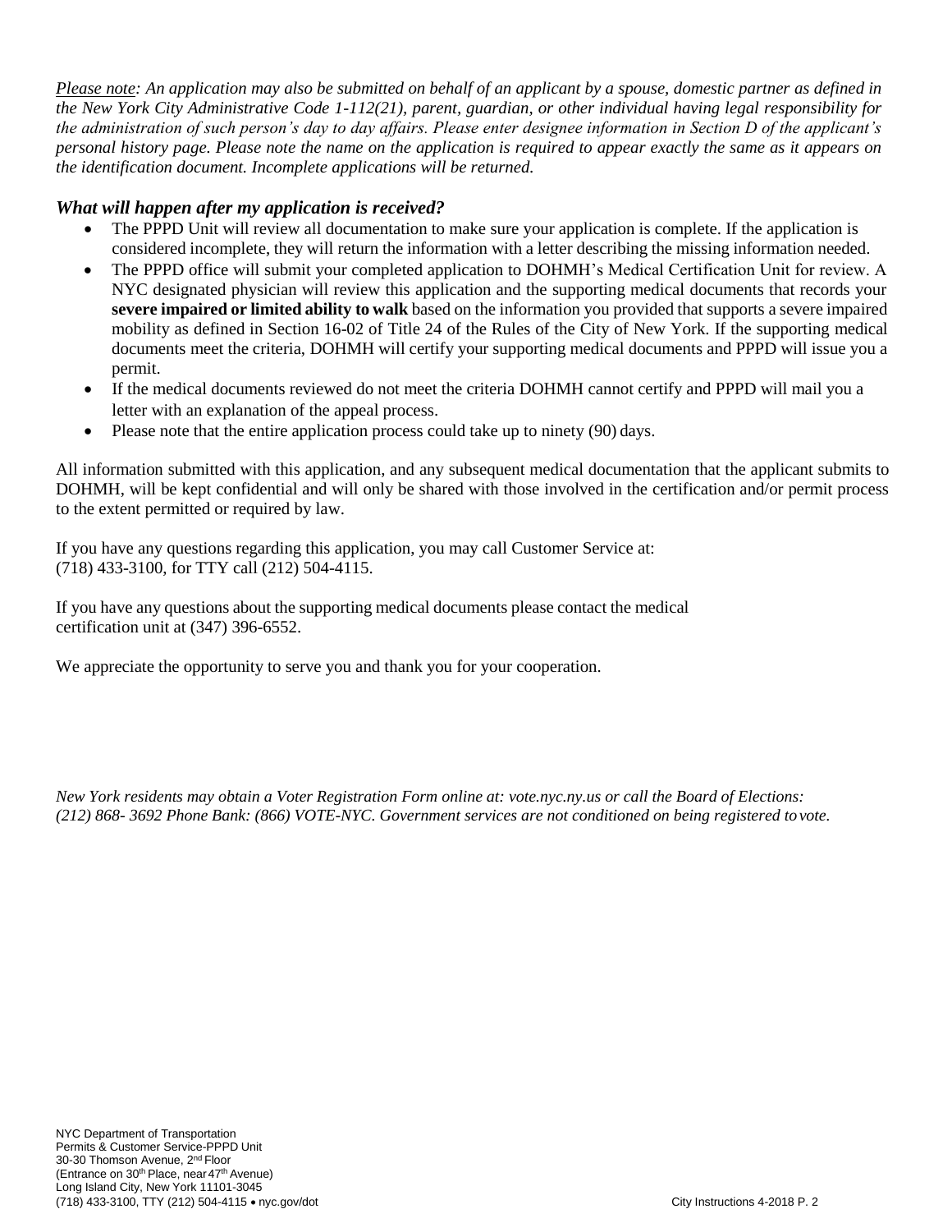*Please note: An application may also be submitted on behalf of an applicant by a spouse, domestic partner as defined in the New York City Administrative Code 1-112(21), parent, guardian, or other individual having legal responsibility for the administration of such person's day to day affairs. Please enter designee information in Section D of the applicant's personal history page. Please note the name on the application is required to appear exactly the same as it appears on the identification document. Incomplete applications will be returned.*

### *What will happen after my application is received?*

- The PPPD Unit will review all documentation to make sure your application is complete. If the application is considered incomplete, they will return the information with a letter describing the missing information needed.
- The PPPD office will submit your completed application to DOHMH's Medical Certification Unit for review. A NYC designated physician will review this application and the supporting medical documents that records your **severe impaired or limited ability to walk** based on the information you provided that supports a severe impaired mobility as defined in Section 16-02 of Title 24 of the Rules of the City of New York. If the supporting medical documents meet the criteria, DOHMH will certify your supporting medical documents and PPPD will issue you a permit.
- If the medical documents reviewed do not meet the criteria DOHMH cannot certify and PPPD will mail you a letter with an explanation of the appeal process.
- Please note that the entire application process could take up to ninety (90) days.

All information submitted with this application, and any subsequent medical documentation that the applicant submits to DOHMH, will be kept confidential and will only be shared with those involved in the certification and/or permit process to the extent permitted or required by law.

If you have any questions regarding this application, you may call Customer Service at: (718) 433-3100, for TTY call (212) 504-4115.

If you have any questions about the supporting medical documents please contact the medical certification unit at (347) 396-6552.

We appreciate the opportunity to serve you and thank you for your cooperation.

*New York residents may obtain a Voter Registration Form online at: vote.nyc.ny.us or call the Board of Elections: (212) 868- 3692 Phone Bank: (866) VOTE-NYC. Government services are not conditioned on being registered to vote.*

NYC Department of Transportation
Permits & Customer Service-PPPD Unit
30-30 Thomson Avenue, 2nd Floor
(Entrance on 30th Place, near 47th Avenue)
Long Island City, New York 11101-3045
(718) 433-3100, TTY (212) 504-4115 • nyc.gov/dot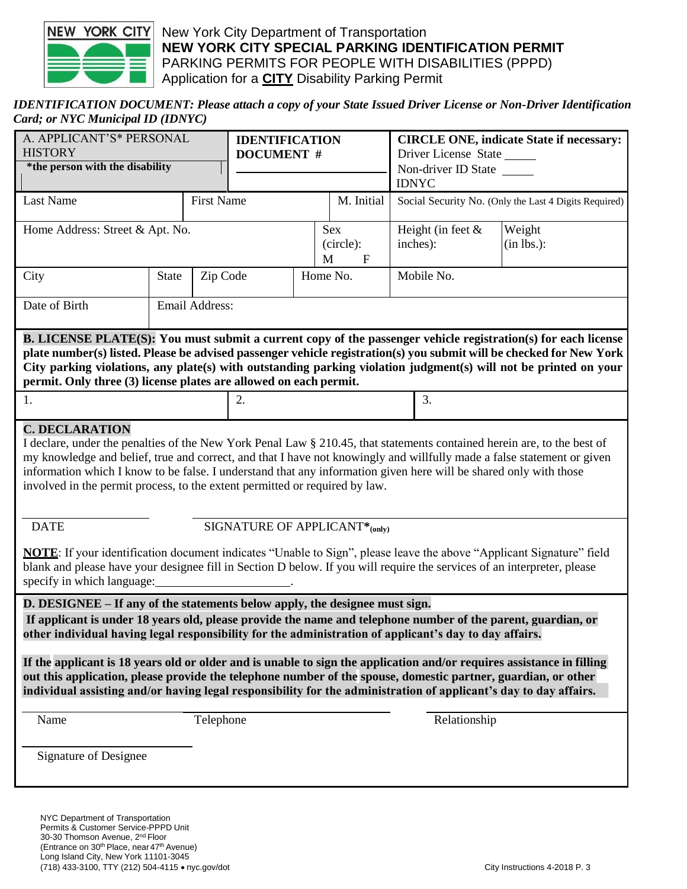NEW YORK CITY DOT

New York City Department of Transportation
**NEW YORK CITY SPECIAL PARKING IDENTIFICATION PERMIT**
PARKING PERMITS FOR PEOPLE WITH DISABILITIES (PPPD)
Application for a **CITY** Disability Parking Permit

***IDENTIFICATION DOCUMENT: Please attach a copy of your State Issued Driver License or Non-Driver Identification Card; or NYC Municipal ID (IDNYC)***

| A. APPLICANT'S* PERSONAL HISTORY **\*the person with the disability** | | | **IDENTIFICATION DOCUMENT #** | | **CIRCLE ONE, indicate State if necessary:** Driver License State _____ Non-driver ID State _____ IDNYC | |
|---|---|---|---|---|---|---|
| Last Name | | First Name | | M. Initial | Social Security No. (Only the Last 4 Digits Required) | |
| Home Address: Street & Apt. No. | | | | Sex (circle): M F | Height (in feet & inches): | Weight (in lbs.): |
| City | State | Zip Code | Home No. | | Mobile No. | |
| Date of Birth | Email Address: | | | | | |

**B. LICENSE PLATE(S): You must submit a current copy of the passenger vehicle registration(s) for each license plate number(s) listed. Please be advised passenger vehicle registration(s) you submit will be checked for New York City parking violations, any plate(s) with outstanding parking violation judgment(s) will not be printed on your permit. Only three (3) license plates are allowed on each permit.**

| 1. | 2. | 3. |
|---|---|---|

**C. DECLARATION**

I declare, under the penalties of the New York Penal Law § 210.45, that statements contained herein are, to the best of my knowledge and belief, true and correct, and that I have not knowingly and willfully made a false statement or given information which I know to be false. I understand that any information given here will be shared only with those involved in the permit process, to the extent permitted or required by law.

_______________ DATE

_______________________________ SIGNATURE OF APPLICANT*(only)

**NOTE**: If your identification document indicates "Unable to Sign", please leave the above "Applicant Signature" field blank and please have your designee fill in Section D below. If you will require the services of an interpreter, please specify in which language:______________________.

**D. DESIGNEE – If any of the statements below apply, the designee must sign.**

**If applicant is under 18 years old, please provide the name and telephone number of the parent, guardian, or other individual having legal responsibility for the administration of applicant's day to day affairs.**

**If the applicant is 18 years old or older and is unable to sign the application and/or requires assistance in filling out this application, please provide the telephone number of the spouse, domestic partner, guardian, or other individual assisting and/or having legal responsibility for the administration of applicant's day to day affairs.**

_______________ Name

_______________ Telephone

_______________ Relationship

_______________ Signature of Designee

NYC Department of Transportation
Permits & Customer Service-PPPD Unit
30-30 Thomson Avenue, 2nd Floor
(Entrance on 30th Place, near 47th Avenue)
Long Island City, New York 11101-3045
(718) 433-3100, TTY (212) 504-4115 • nyc.gov/dot

City Instructions 4-2018 P. 3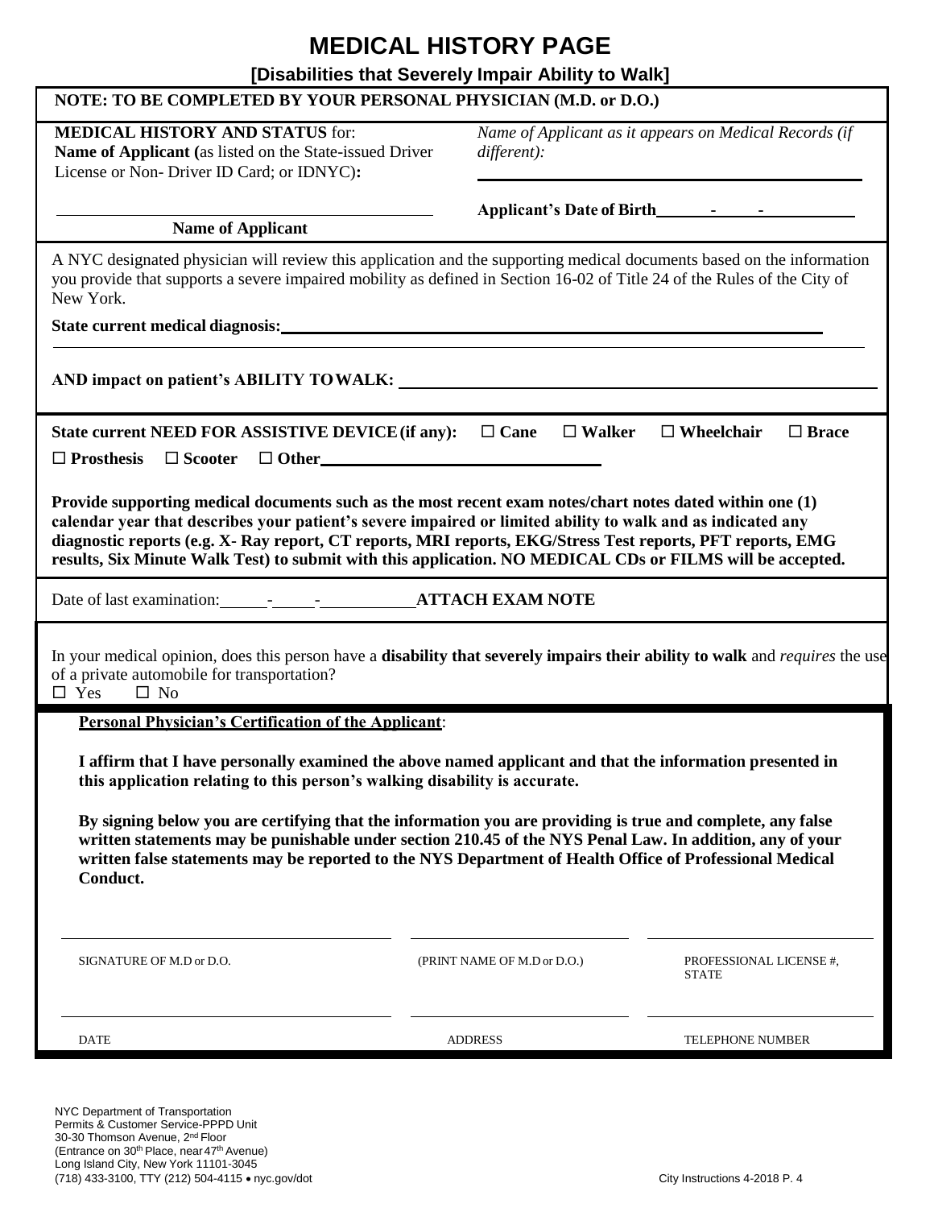# MEDICAL HISTORY PAGE

## [Disabilities that Severely Impair Ability to Walk]

**NOTE: TO BE COMPLETED BY YOUR PERSONAL PHYSICIAN (M.D. or D.O.)**

**MEDICAL HISTORY AND STATUS** for:
**Name of Applicant (**as listed on the State-issued Driver License or Non- Driver ID Card; or IDNYC)**:**

_____________________________________________
**Name of Applicant**

*Name of Applicant as it appears on Medical Records (if different):*

_____________________________________________

**Applicant's Date of Birth**______-______-____________

A NYC designated physician will review this application and the supporting medical documents based on the information you provide that supports a severe impaired mobility as defined in Section 16-02 of Title 24 of the Rules of the City of New York.

**State current medical diagnosis:**_____________________________________________

_____________________________________________

**AND impact on patient's ABILITY TO WALK:** _____________________________________________

**State current NEED FOR ASSISTIVE DEVICE (if any):** ☐ **Cane** ☐ **Walker** ☐ **Wheelchair** ☐ **Brace**
☐ **Prosthesis** ☐ **Scooter** ☐ **Other**_________________________________

**Provide supporting medical documents such as the most recent exam notes/chart notes dated within one (1) calendar year that describes your patient's severe impaired or limited ability to walk and as indicated any diagnostic reports (e.g. X- Ray report, CT reports, MRI reports, EKG/Stress Test reports, PFT reports, EMG results, Six Minute Walk Test) to submit with this application. NO MEDICAL CDs or FILMS will be accepted.**

Date of last examination:______-______-____________ **ATTACH EXAM NOTE**

In your medical opinion, does this person have a **disability that severely impairs their ability to walk** and *requires* the use of a private automobile for transportation?
☐ Yes ☐ No

**Personal Physician's Certification of the Applicant**:

**I affirm that I have personally examined the above named applicant and that the information presented in this application relating to this person's walking disability is accurate.**

**By signing below you are certifying that the information you are providing is true and complete, any false written statements may be punishable under section 210.45 of the NYS Penal Law. In addition, any of your written false statements may be reported to the NYS Department of Health Office of Professional Medical Conduct.**

| _____________________________ | _____________________________ | _____________________________ |
|---|---|---|
| SIGNATURE OF M.D or D.O. | (PRINT NAME OF M.D or D.O.) | PROFESSIONAL LICENSE #, STATE |
| _____________________________ | _____________________________ | _____________________________ |
| DATE | ADDRESS | TELEPHONE NUMBER |

NYC Department of Transportation
Permits & Customer Service-PPPD Unit
30-30 Thomson Avenue, 2nd Floor
(Entrance on 30th Place, near 47th Avenue)
Long Island City, New York 11101-3045
(718) 433-3100, TTY (212) 504-4115 • nyc.gov/dot

City Instructions 4-2018 P. 4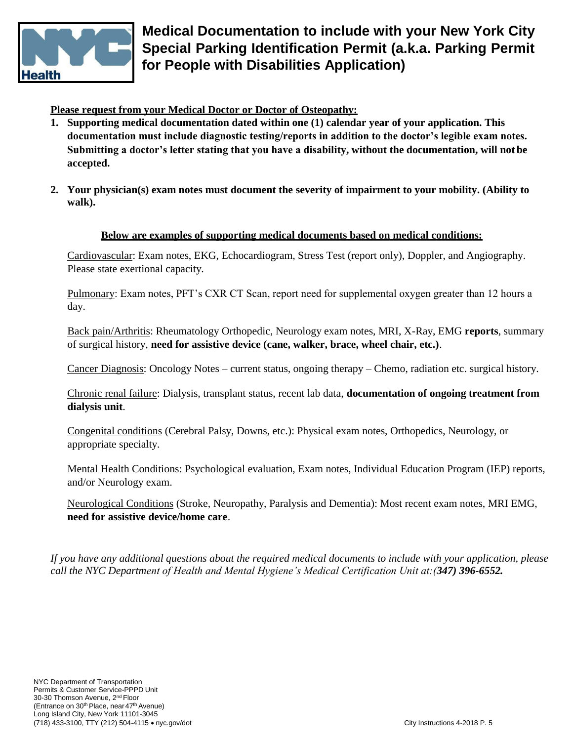# Medical Documentation to include with your New York City Special Parking Identification Permit (a.k.a. Parking Permit for People with Disabilities Application)

**Please request from your Medical Doctor or Doctor of Osteopathy:**

1. **Supporting medical documentation dated within one (1) calendar year of your application. This documentation must include diagnostic testing/reports in addition to the doctor's legible exam notes. Submitting a doctor's letter stating that you have a disability, without the documentation, will not be accepted.**

2. **Your physician(s) exam notes must document the severity of impairment to your mobility. (Ability to walk).**

**Below are examples of supporting medical documents based on medical conditions:**

Cardiovascular: Exam notes, EKG, Echocardiogram, Stress Test (report only), Doppler, and Angiography. Please state exertional capacity.

Pulmonary: Exam notes, PFT's CXR CT Scan, report need for supplemental oxygen greater than 12 hours a day.

Back pain/Arthritis: Rheumatology Orthopedic, Neurology exam notes, MRI, X-Ray, EMG **reports**, summary of surgical history, **need for assistive device (cane, walker, brace, wheel chair, etc.)**.

Cancer Diagnosis: Oncology Notes – current status, ongoing therapy – Chemo, radiation etc. surgical history.

Chronic renal failure: Dialysis, transplant status, recent lab data, **documentation of ongoing treatment from dialysis unit**.

Congenital conditions (Cerebral Palsy, Downs, etc.): Physical exam notes, Orthopedics, Neurology, or appropriate specialty.

Mental Health Conditions: Psychological evaluation, Exam notes, Individual Education Program (IEP) reports, and/or Neurology exam.

Neurological Conditions (Stroke, Neuropathy, Paralysis and Dementia): Most recent exam notes, MRI EMG, **need for assistive device/home care**.

*If you have any additional questions about the required medical documents to include with your application, please call the NYC Department of Health and Mental Hygiene's Medical Certification Unit at:(**347) 396-6552.***

NYC Department of Transportation
Permits & Customer Service-PPPD Unit
30-30 Thomson Avenue, 2nd Floor
(Entrance on 30th Place, near 47th Avenue)
Long Island City, New York 11101-3045
(718) 433-3100, TTY (212) 504-4115 • nyc.gov/dot

City Instructions 4-2018 P. 5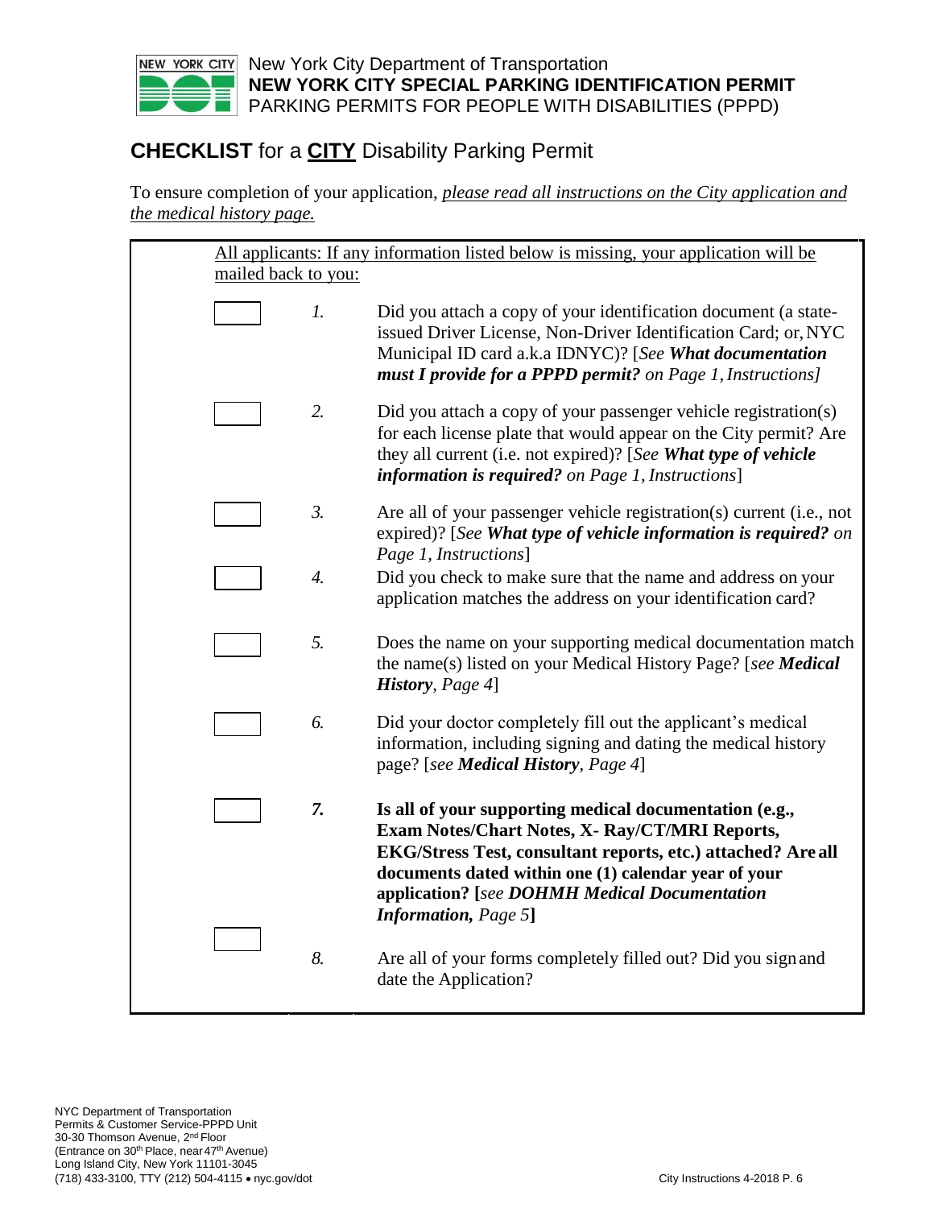New York City Department of Transportation
**NEW YORK CITY SPECIAL PARKING IDENTIFICATION PERMIT**
PARKING PERMITS FOR PEOPLE WITH DISABILITIES (PPPD)

# **CHECKLIST** for a **CITY** Disability Parking Permit

To ensure completion of your application, *please read all instructions on the City application and the medical history page.*

All applicants: If any information listed below is missing, your application will be mailed back to you:

| | | |
|---|---|---|
| ☐ | *1.* | Did you attach a copy of your identification document (a state-issued Driver License, Non-Driver Identification Card; or, NYC Municipal ID card a.k.a IDNYC)? [*See* ***What documentation must I provide for a PPPD permit?*** *on Page 1, Instructions]* |
| ☐ | *2.* | Did you attach a copy of your passenger vehicle registration(s) for each license plate that would appear on the City permit? Are they all current (i.e. not expired)? [*See* ***What type of vehicle information is required?*** *on Page 1, Instructions*] |
| ☐ | *3.* | Are all of your passenger vehicle registration(s) current (i.e., not expired)? [*See* ***What type of vehicle information is required?*** *on Page 1, Instructions*] |
| ☐ | *4.* | Did you check to make sure that the name and address on your application matches the address on your identification card? |
| ☐ | *5.* | Does the name on your supporting medical documentation match the name(s) listed on your Medical History Page? [*see* ***Medical History****, Page 4*] |
| ☐ | *6.* | Did your doctor completely fill out the applicant's medical information, including signing and dating the medical history page? [*see* ***Medical History****, Page 4*] |
| ☐ | ***7.*** | **Is all of your supporting medical documentation (e.g., Exam Notes/Chart Notes, X- Ray/CT/MRI Reports, EKG/Stress Test, consultant reports, etc.) attached? Are all documents dated within one (1) calendar year of your application? [*see DOHMH Medical Documentation Information, Page 5*]** |
| ☐ | *8.* | Are all of your forms completely filled out? Did you sign and date the Application? |

NYC Department of Transportation
Permits & Customer Service-PPPD Unit
30-30 Thomson Avenue, 2nd Floor
(Entrance on 30th Place, near 47th Avenue)
Long Island City, New York 11101-3045
(718) 433-3100, TTY (212) 504-4115 • nyc.gov/dot

City Instructions 4-2018 P. 6